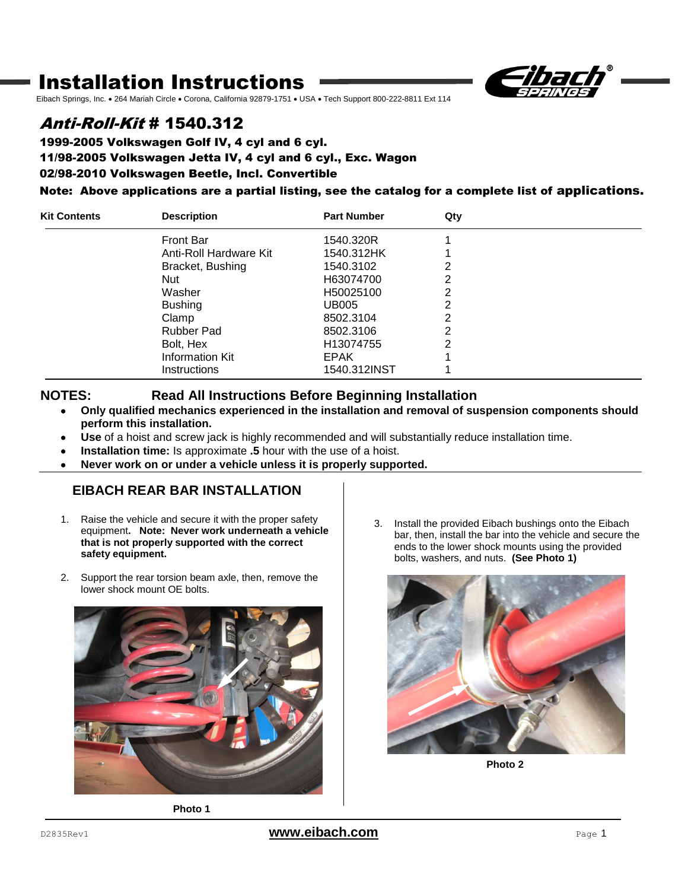# Installation Instructions

Eibach Springs, Inc. • 264 Mariah Circle • Corona, California 92879-1751 • USA • Tech Support 800-222-8811 Ext 114

## *Anti-Roll-Kit* # 1540.312

**1999-2005 Volkswagen Golf IV, 4 cyl and 6 cyl.**
**11/98-2005 Volkswagen Jetta IV, 4 cyl and 6 cyl., Exc. Wagon**
**02/98-2010 Volkswagen Beetle, Incl. Convertible**
**Note: Above applications are a partial listing, see the catalog for a complete list of applications.**

| Kit Contents | Description | Part Number | Qty |
|---|---|---|---|
| | Front Bar | 1540.320R | 1 |
| | Anti-Roll Hardware Kit | 1540.312HK | 1 |
| | Bracket, Bushing | 1540.3102 | 2 |
| | Nut | H63074700 | 2 |
| | Washer | H50025100 | 2 |
| | Bushing | UB005 | 2 |
| | Clamp | 8502.3104 | 2 |
| | Rubber Pad | 8502.3106 | 2 |
| | Bolt, Hex | H13074755 | 2 |
| | Information Kit | EPAK | 1 |
| | Instructions | 1540.312INST | 1 |

**NOTES: Read All Instructions Before Beginning Installation**

- **Only qualified mechanics experienced in the installation and removal of suspension components should perform this installation.**
- **Use** of a hoist and screw jack is highly recommended and will substantially reduce installation time.
- **Installation time:** Is approximate **.5** hour with the use of a hoist.
- **Never work on or under a vehicle unless it is properly supported.**

### EIBACH REAR BAR INSTALLATION

1. Raise the vehicle and secure it with the proper safety equipment**. Note: Never work underneath a vehicle that is not properly supported with the correct safety equipment.**
2. Support the rear torsion beam axle, then, remove the lower shock mount OE bolts.

**Photo 1**

3. Install the provided Eibach bushings onto the Eibach bar, then, install the bar into the vehicle and secure the ends to the lower shock mounts using the provided bolts, washers, and nuts. **(See Photo 1)**

**Photo 2**

D2835Rev1 — **www.eibach.com**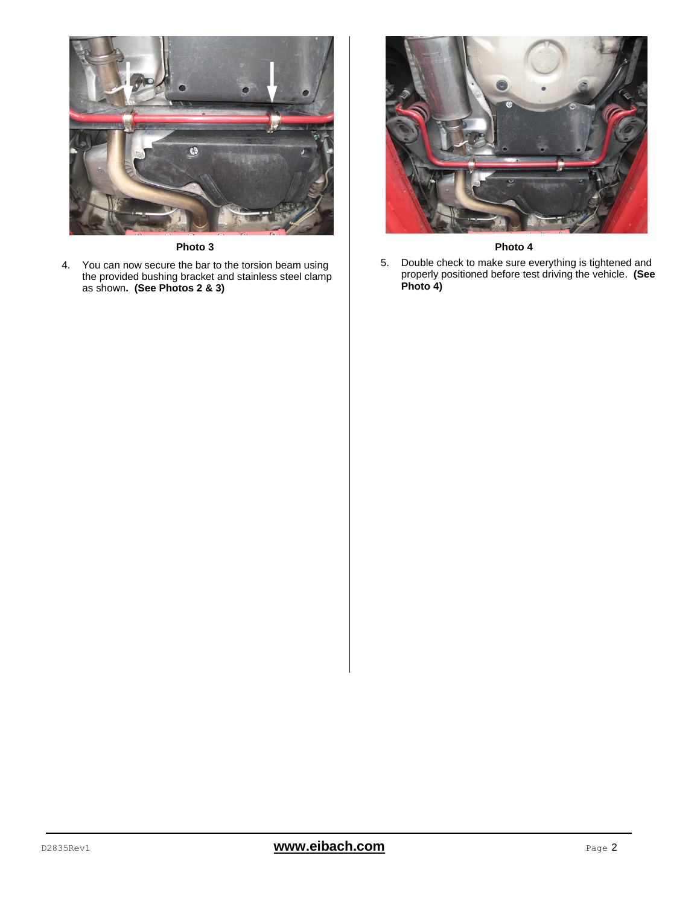Photo 3

4. You can now secure the bar to the torsion beam using the provided bushing bracket and stainless steel clamp as shown**. (See Photos 2 & 3)**

Photo 4

5. Double check to make sure everything is tightened and properly positioned before test driving the vehicle. **(See Photo 4)**